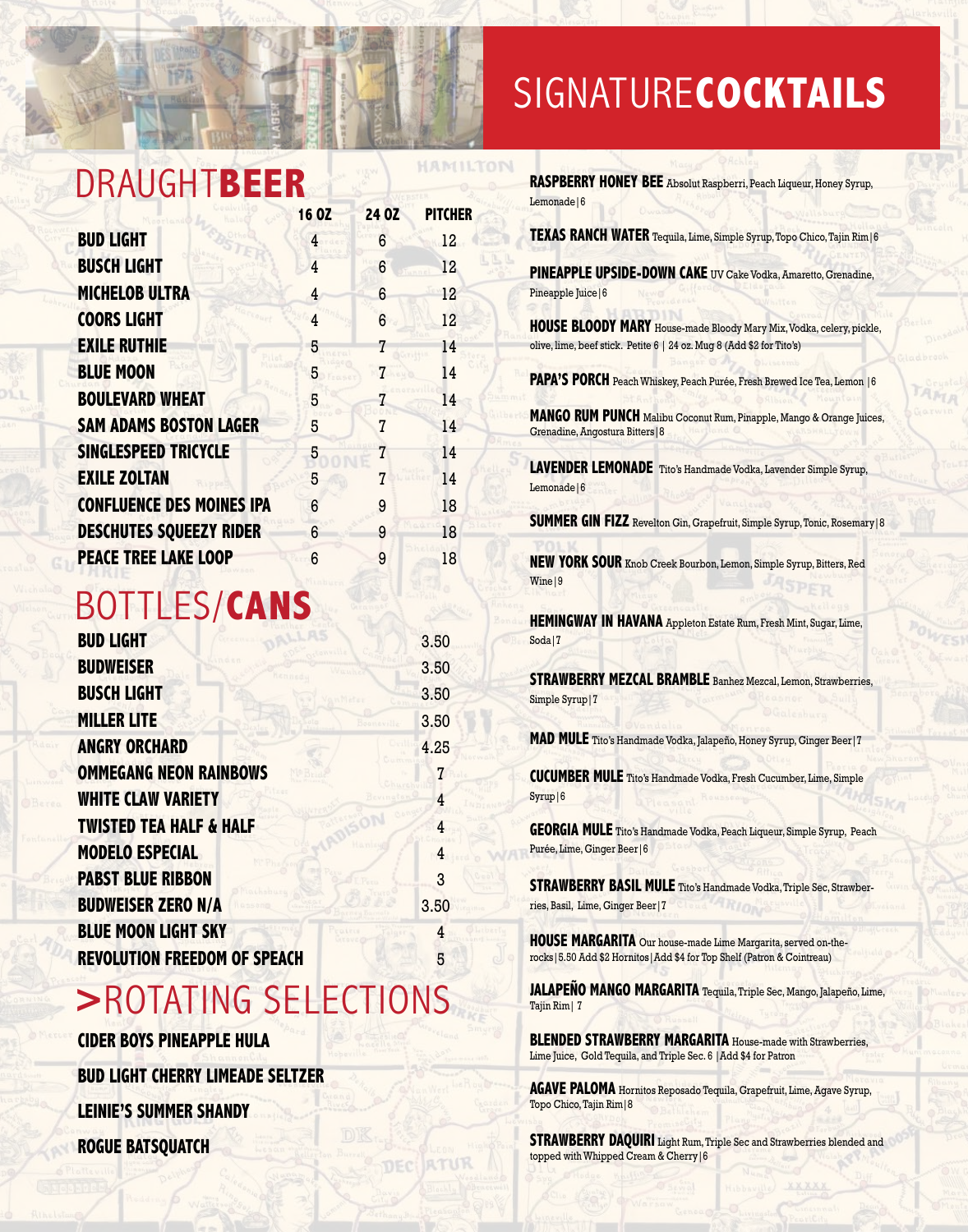# DRAUGHT **BEER**

| | 16 OZ | 24 OZ | PITCHER |
|---|---|---|---|
| **BUD LIGHT** | 4 | 6 | 12 |
| **BUSCH LIGHT** | 4 | 6 | 12 |
| **MICHELOB ULTRA** | 4 | 6 | 12 |
| **COORS LIGHT** | 4 | 6 | 12 |
| **EXILE RUTHIE** | 5 | 7 | 14 |
| **BLUE MOON** | 5 | 7 | 14 |
| **BOULEVARD WHEAT** | 5 | 7 | 14 |
| **SAM ADAMS BOSTON LAGER** | 5 | 7 | 14 |
| **SINGLESPEED TRICYCLE** | 5 | 7 | 14 |
| **EXILE ZOLTAN** | 5 | 7 | 14 |
| **CONFLUENCE DES MOINES IPA** | 6 | 9 | 18 |
| **DESCHUTES SQUEEZY RIDER** | 6 | 9 | 18 |
| **PEACE TREE LAKE LOOP** | 6 | 9 | 18 |

# BOTTLES/**CANS**

| | |
|---|---|
| **BUD LIGHT** | 3.50 |
| **BUDWEISER** | 3.50 |
| **BUSCH LIGHT** | 3.50 |
| **MILLER LITE** | 3.50 |
| **ANGRY ORCHARD** | 4.25 |
| **OMMEGANG NEON RAINBOWS** | 7 |
| **WHITE CLAW VARIETY** | 4 |
| **TWISTED TEA HALF & HALF** | 4 |
| **MODELO ESPECIAL** | 4 |
| **PABST BLUE RIBBON** | 3 |
| **BUDWEISER ZERO N/A** | 3.50 |
| **BLUE MOON LIGHT SKY** | 4 |
| **REVOLUTION FREEDOM OF SPEACH** | 5 |

# >ROTATING SELECTIONS

**CIDER BOYS PINEAPPLE HULA**

**BUD LIGHT CHERRY LIMEADE SELTZER**

**LEINIE'S SUMMER SHANDY**

**ROGUE BATSQUATCH**

# SIGNATURE **COCKTAILS**

**RASPBERRY HONEY BEE** Absolut Raspberri, Peach Liqueur, Honey Syrup, Lemonade | 6

**TEXAS RANCH WATER** Tequila, Lime, Simple Syrup, Topo Chico, Tajin Rim | 6

**PINEAPPLE UPSIDE-DOWN CAKE** UV Cake Vodka, Amaretto, Grenadine, Pineapple Juice | 6

**HOUSE BLOODY MARY** House-made Bloody Mary Mix, Vodka, celery, pickle, olive, lime, beef stick. Petite 6 | 24 oz. Mug 8 (Add $2 for Tito's)

**PAPA'S PORCH** Peach Whiskey, Peach Purée, Fresh Brewed Ice Tea, Lemon | 6

**MANGO RUM PUNCH** Malibu Coconut Rum, Pinapple, Mango & Orange Juices, Grenadine, Angostura Bitters | 8

**LAVENDER LEMONADE** Tito's Handmade Vodka, Lavender Simple Syrup, Lemonade | 6

**SUMMER GIN FIZZ** Revelton Gin, Grapefruit, Simple Syrup, Tonic, Rosemary | 8

**NEW YORK SOUR** Knob Creek Bourbon, Lemon, Simple Syrup, Bitters, Red Wine | 9

**HEMINGWAY IN HAVANA** Appleton Estate Rum, Fresh Mint, Sugar, Lime, Soda | 7

**STRAWBERRY MEZCAL BRAMBLE** Banhez Mezcal, Lemon, Strawberries, Simple Syrup | 7

**MAD MULE** Tito's Handmade Vodka, Jalapeño, Honey Syrup, Ginger Beer | 7

**CUCUMBER MULE** Tito's Handmade Vodka, Fresh Cucumber, Lime, Simple Syrup | 6

**GEORGIA MULE** Tito's Handmade Vodka, Peach Liqueur, Simple Syrup, Peach Purée, Lime, Ginger Beer | 6

**STRAWBERRY BASIL MULE** Tito's Handmade Vodka, Triple Sec, Strawberries, Basil, Lime, Ginger Beer | 7

**HOUSE MARGARITA** Our house-made Lime Margarita, served on-the-rocks | 5.50 Add $2 Hornitos | Add $4 for Top Shelf (Patron & Cointreau)

**JALAPEÑO MANGO MARGARITA** Tequila, Triple Sec, Mango, Jalapeño, Lime, Tajin Rim | 7

**BLENDED STRAWBERRY MARGARITA** House-made with Strawberries, Lime Juice, Gold Tequila, and Triple Sec. 6 | Add $4 for Patron

**AGAVE PALOMA** Hornitos Reposado Tequila, Grapefruit, Lime, Agave Syrup, Topo Chico, Tajin Rim | 8

**STRAWBERRY DAQUIRI** Light Rum, Triple Sec and Strawberries blended and topped with Whipped Cream & Cherry | 6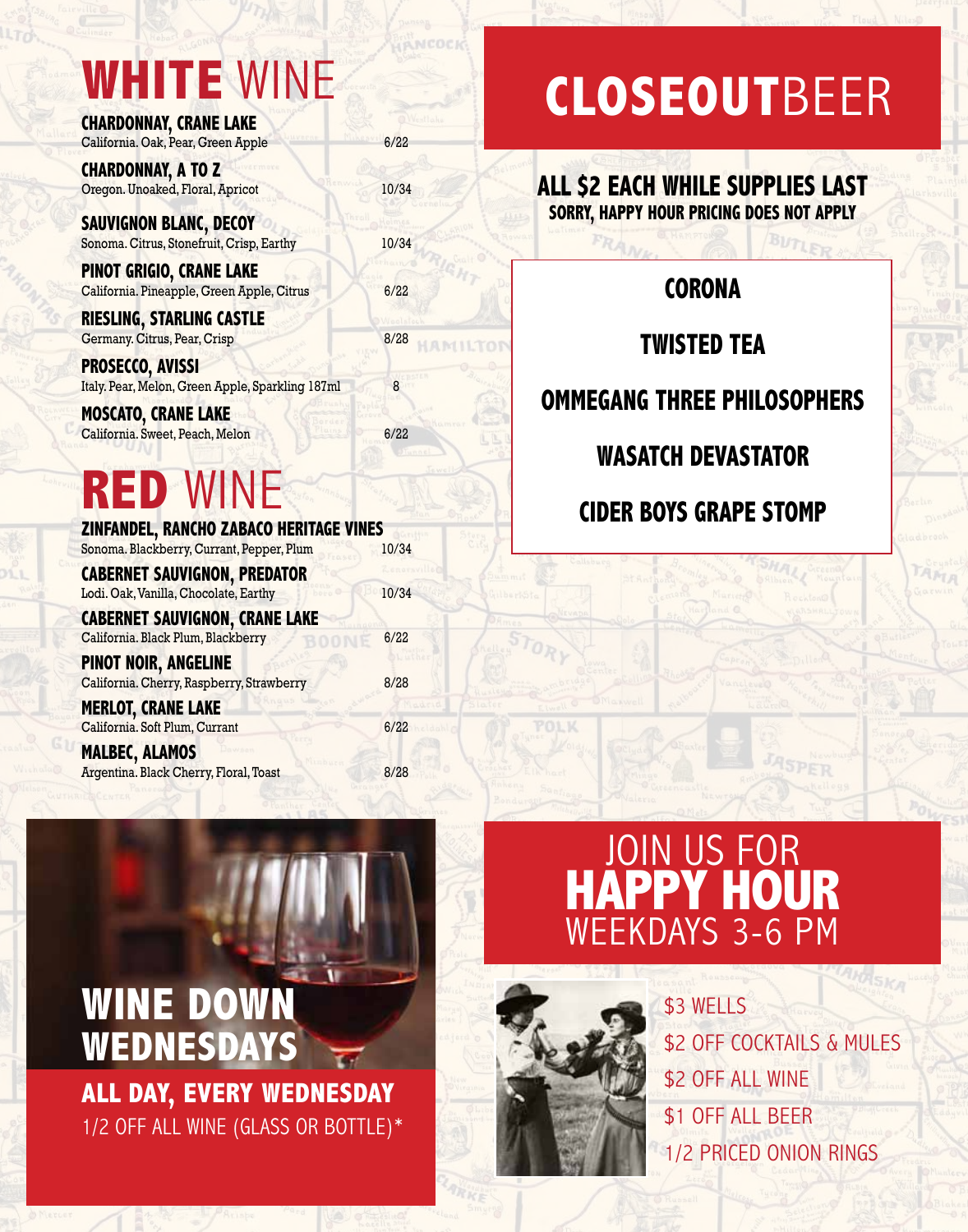# WHITE WINE

**CHARDONNAY, CRANE LAKE**
California. Oak, Pear, Green Apple — 6/22

**CHARDONNAY, A TO Z**
Oregon. Unoaked, Floral, Apricot — 10/34

**SAUVIGNON BLANC, DECOY**
Sonoma. Citrus, Stonefruit, Crisp, Earthy — 10/34

**PINOT GRIGIO, CRANE LAKE**
California. Pineapple, Green Apple, Citrus — 6/22

**RIESLING, STARLING CASTLE**
Germany. Citrus, Pear, Crisp — 8/28

**PROSECCO, AVISSI**
Italy. Pear, Melon, Green Apple, Sparkling 187ml — 8

**MOSCATO, CRANE LAKE**
California. Sweet, Peach, Melon — 6/22

# RED WINE

**ZINFANDEL, RANCHO ZABACO HERITAGE VINES**
Sonoma. Blackberry, Currant, Pepper, Plum — 10/34

**CABERNET SAUVIGNON, PREDATOR**
Lodi. Oak, Vanilla, Chocolate, Earthy — 10/34

**CABERNET SAUVIGNON, CRANE LAKE**
California. Black Plum, Blackberry — 6/22

**PINOT NOIR, ANGELINE**
California. Cherry, Raspberry, Strawberry — 8/28

**MERLOT, CRANE LAKE**
California. Soft Plum, Currant — 6/22

**MALBEC, ALAMOS**
Argentina. Black Cherry, Floral, Toast — 8/28

# CLOSEOUT BEER

**ALL $2 EACH WHILE SUPPLIES LAST**
**SORRY, HAPPY HOUR PRICING DOES NOT APPLY**

**CORONA**

**TWISTED TEA**

**OMMEGANG THREE PHILOSOPHERS**

**WASATCH DEVASTATOR**

**CIDER BOYS GRAPE STOMP**

## WINE DOWN WEDNESDAYS

**ALL DAY, EVERY WEDNESDAY**
1/2 OFF ALL WINE (GLASS OR BOTTLE)*

## JOIN US FOR HAPPY HOUR WEEKDAYS 3-6 PM

- $3 WELLS
- $2 OFF COCKTAILS & MULES
- $2 OFF ALL WINE
- $1 OFF ALL BEER
- 1/2 PRICED ONION RINGS